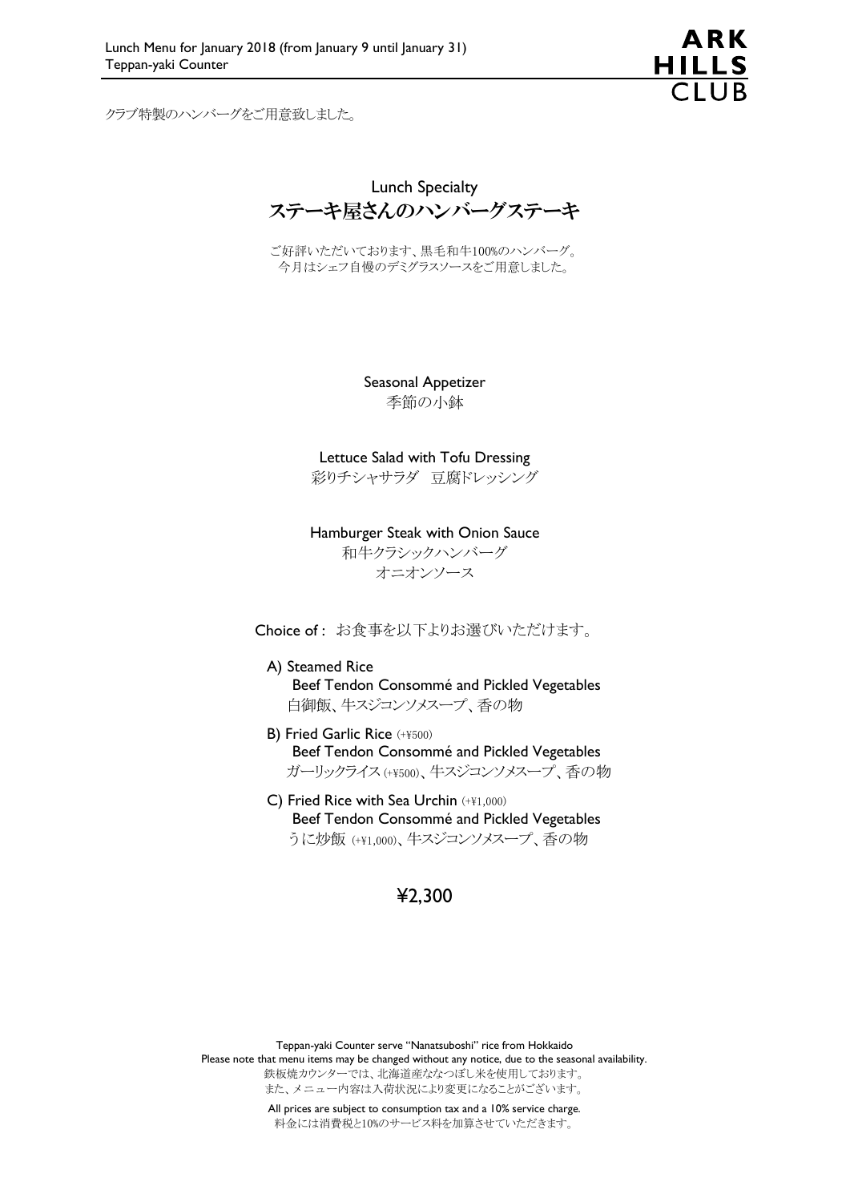Lunch Menu for January 2018 (from January 9 until January 31)
Teppan-yaki Counter

ARK HILLS CLUB

クラブ特製のハンバーグをご用意致しました。

## Lunch Specialty
## ステーキ屋さんのハンバーグステーキ

ご好評いただいております、黒毛和牛100%のハンバーグ。
今月はシェフ自慢のデミグラスソースをご用意しました。

Seasonal Appetizer
季節の小鉢

Lettuce Salad with Tofu Dressing
彩りチシャサラダ　豆腐ドレッシング

Hamburger Steak with Onion Sauce
和牛クラシックハンバーグ
オニオンソース

Choice of : お食事を以下よりお選びいただけます。

A) Steamed Rice
Beef Tendon Consommé and Pickled Vegetables
白御飯、牛スジコンソメスープ、香の物

B) Fried Garlic Rice (+¥500)
Beef Tendon Consommé and Pickled Vegetables
ガーリックライス (+¥500)、牛スジコンソメスープ、香の物

C) Fried Rice with Sea Urchin (+¥1,000)
Beef Tendon Consommé and Pickled Vegetables
うに炒飯 (+¥1,000)、牛スジコンソメスープ、香の物

**¥2,300**

Teppan-yaki Counter serve "Nanatsuboshi" rice from Hokkaido
Please note that menu items may be changed without any notice, due to the seasonal availability.
鉄板焼カウンターでは、北海道産ななつぼし米を使用しております。
また、メニュー内容は入荷状況により変更になることがございます。

All prices are subject to consumption tax and a 10% service charge.
料金には消費税と10%のサービス料を加算させていただきます。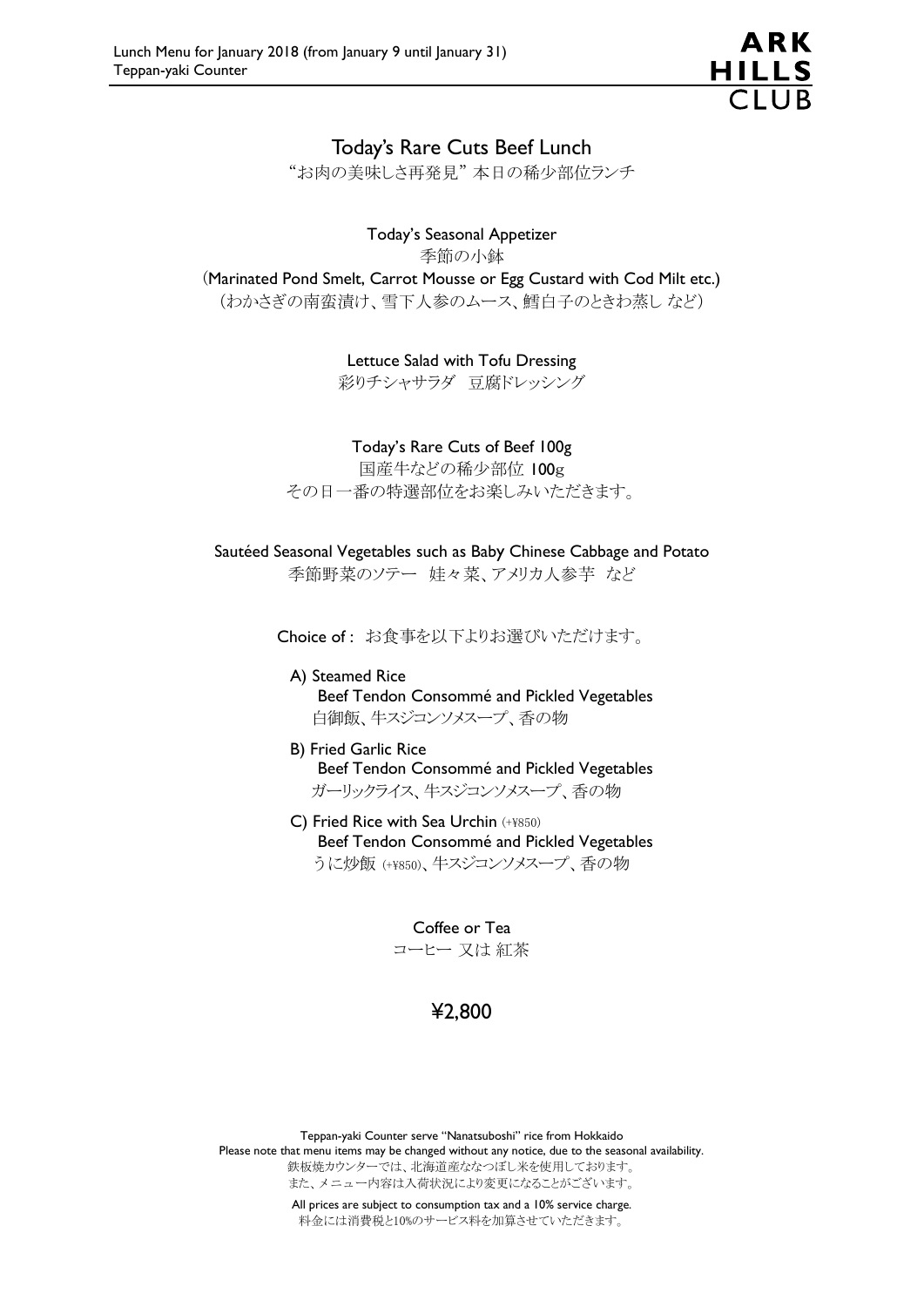Lunch Menu for January 2018 (from January 9 until January 31)
Teppan-yaki Counter

# Today's Rare Cuts Beef Lunch

"お肉の美味しさ再発見" 本日の稀少部位ランチ

Today's Seasonal Appetizer
季節の小鉢
(Marinated Pond Smelt, Carrot Mousse or Egg Custard with Cod Milt etc.)
(わかさぎの南蛮漬け、雪下人参のムース、鱈白子のときわ蒸し など)

Lettuce Salad with Tofu Dressing
彩りチシャサラダ　豆腐ドレッシング

Today's Rare Cuts of Beef 100g
国産牛などの稀少部位 100g
その日一番の特選部位をお楽しみいただきます。

Sautéed Seasonal Vegetables such as Baby Chinese Cabbage and Potato
季節野菜のソテー　娃々菜、アメリカ人参芋　など

Choice of : お食事を以下よりお選びいただけます。

A) Steamed Rice
Beef Tendon Consommé and Pickled Vegetables
白御飯、牛スジコンソメスープ、香の物

B) Fried Garlic Rice
Beef Tendon Consommé and Pickled Vegetables
ガーリックライス、牛スジコンソメスープ、香の物

C) Fried Rice with Sea Urchin (+¥850)
Beef Tendon Consommé and Pickled Vegetables
うに炒飯 (+¥850)、牛スジコンソメスープ、香の物

Coffee or Tea
コーヒー 又は 紅茶

**¥2,800**

Teppan-yaki Counter serve "Nanatsuboshi" rice from Hokkaido
Please note that menu items may be changed without any notice, due to the seasonal availability.
鉄板焼カウンターでは、北海道産ななつぼし米を使用しております。
また、メニュー内容は入荷状況により変更になることがございます。

All prices are subject to consumption tax and a 10% service charge.
料金には消費税と10%のサービス料を加算させていただきます。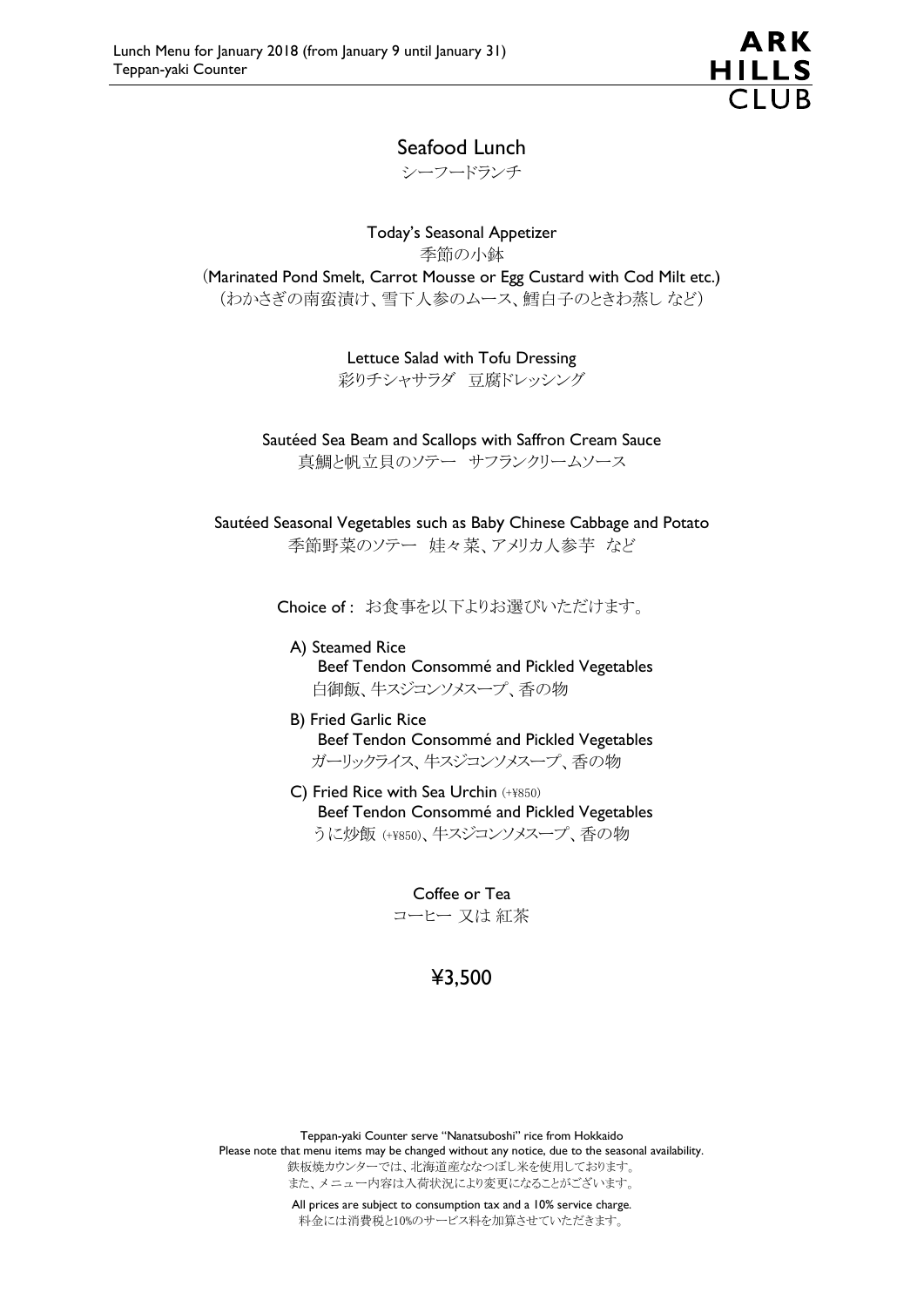# Seafood Lunch

シーフードランチ

Today's Seasonal Appetizer
季節の小鉢
(Marinated Pond Smelt, Carrot Mousse or Egg Custard with Cod Milt etc.)
(わかさぎの南蛮漬け、雪下人参のムース、鱈白子のときわ蒸し など)

Lettuce Salad with Tofu Dressing
彩りチシャサラダ　豆腐ドレッシング

Sautéed Sea Beam and Scallops with Saffron Cream Sauce
真鯛と帆立貝のソテー　サフランクリームソース

Sautéed Seasonal Vegetables such as Baby Chinese Cabbage and Potato
季節野菜のソテー　娃々菜、アメリカ人参芋　など

Choice of : お食事を以下よりお選びいただけます。

A) Steamed Rice
Beef Tendon Consommé and Pickled Vegetables
白御飯、牛スジコンソメスープ、香の物

B) Fried Garlic Rice
Beef Tendon Consommé and Pickled Vegetables
ガーリックライス、牛スジコンソメスープ、香の物

C) Fried Rice with Sea Urchin (+¥850)
Beef Tendon Consommé and Pickled Vegetables
うに炒飯 (+¥850)、牛スジコンソメスープ、香の物

Coffee or Tea
コーヒー 又は 紅茶

**¥3,500**

Teppan-yaki Counter serve "Nanatsuboshi" rice from Hokkaido
Please note that menu items may be changed without any notice, due to the seasonal availability.
鉄板焼カウンターでは、北海道産ななつぼし米を使用しております。
また、メニュー内容は入荷状況により変更になることがございます。

All prices are subject to consumption tax and a 10% service charge.
料金には消費税と10%のサービス料を加算させていただきます。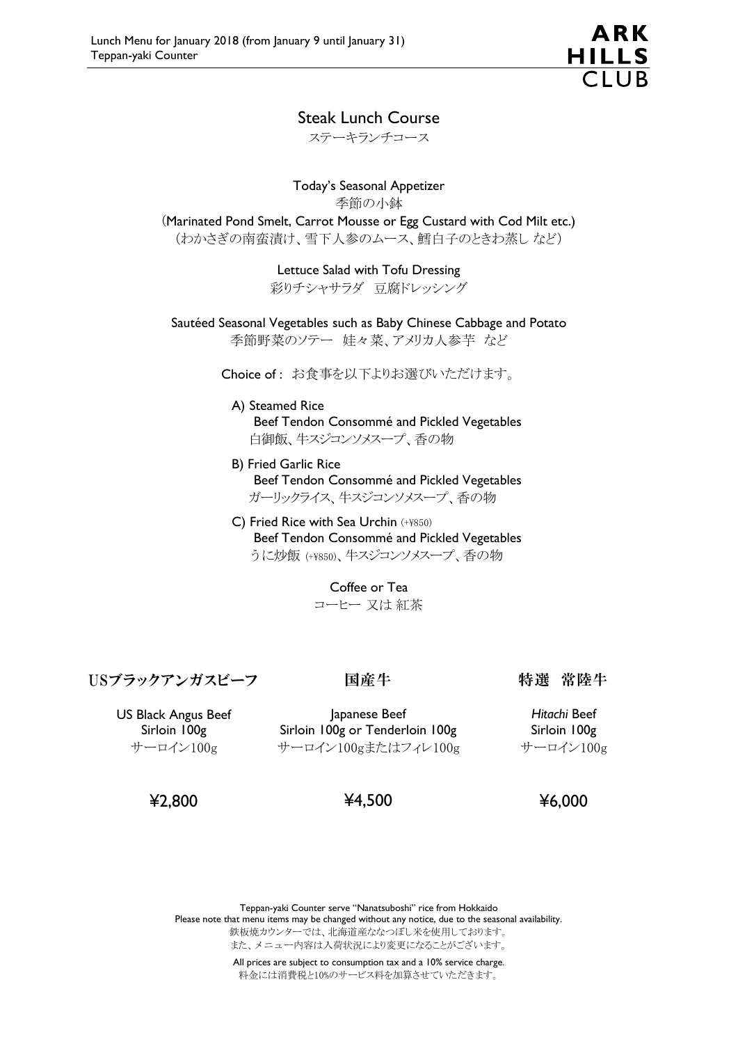Lunch Menu for January 2018 (from January 9 until January 31)
Teppan-yaki Counter

**ARK HILLS CLUB**

## Steak Lunch Course

ステーキランチコース

Today's Seasonal Appetizer
季節の小鉢
(Marinated Pond Smelt, Carrot Mousse or Egg Custard with Cod Milt etc.)
（わかさぎの南蛮漬け、雪下人参のムース、鱈白子のときわ蒸し など）

Lettuce Salad with Tofu Dressing
彩りチシャサラダ　豆腐ドレッシング

Sautéed Seasonal Vegetables such as Baby Chinese Cabbage and Potato
季節野菜のソテー　娃々菜、アメリカ人参芋　など

Choice of : お食事を以下よりお選びいただけます。

A) Steamed Rice
   Beef Tendon Consommé and Pickled Vegetables
   白御飯、牛スジコンソメスープ、香の物

B) Fried Garlic Rice
   Beef Tendon Consommé and Pickled Vegetables
   ガーリックライス、牛スジコンソメスープ、香の物

C) Fried Rice with Sea Urchin (+¥850)
   Beef Tendon Consommé and Pickled Vegetables
   うに炒飯 (+¥850)、牛スジコンソメスープ、香の物

Coffee or Tea
コーヒー 又は 紅茶

| USブラックアンガスビーフ | 国産牛 | 特選　常陸牛 |
|---|---|---|
| US Black Angus Beef<br>Sirloin 100g<br>サーロイン100g | Japanese Beef<br>Sirloin 100g or Tenderloin 100g<br>サーロイン100gまたはフィレ100g | *Hitachi* Beef<br>Sirloin 100g<br>サーロイン100g |
| ¥2,800 | ¥4,500 | ¥6,000 |

Teppan-yaki Counter serve "Nanatsuboshi" rice from Hokkaido
Please note that menu items may be changed without any notice, due to the seasonal availability.
鉄板焼カウンターでは、北海道産ななつぼし米を使用しております。
また、メニュー内容は入荷状況により変更になることがございます。

All prices are subject to consumption tax and a 10% service charge.
料金には消費税と10%のサービス料を加算させていただきます。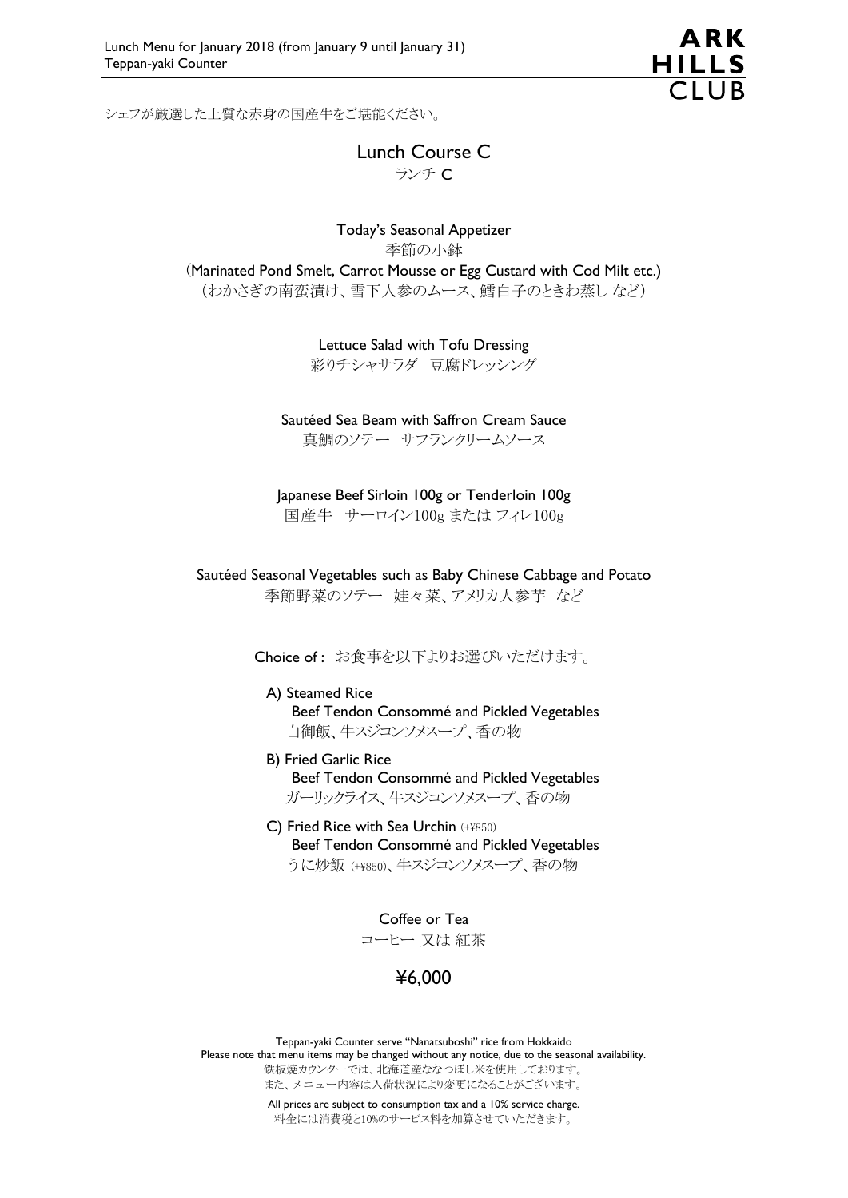Lunch Menu for January 2018 (from January 9 until January 31)
Teppan-yaki Counter

**ARK HILLS CLUB**

シェフが厳選した上質な赤身の国産牛をご堪能ください。

# Lunch Course C
ランチ C

Today's Seasonal Appetizer
季節の小鉢
(Marinated Pond Smelt, Carrot Mousse or Egg Custard with Cod Milt etc.)
(わかさぎの南蛮漬け、雪下人参のムース、鱈白子のときわ蒸し など)

Lettuce Salad with Tofu Dressing
彩りチシャサラダ　豆腐ドレッシング

Sautéed Sea Beam with Saffron Cream Sauce
真鯛のソテー　サフランクリームソース

Japanese Beef Sirloin 100g or Tenderloin 100g
国産牛　サーロイン100g または フィレ100g

Sautéed Seasonal Vegetables such as Baby Chinese Cabbage and Potato
季節野菜のソテー　娃々菜、アメリカ人参芋　など

Choice of : お食事を以下よりお選びいただけます。

- A) Steamed Rice
  Beef Tendon Consommé and Pickled Vegetables
  白御飯、牛スジコンソメスープ、香の物
- B) Fried Garlic Rice
  Beef Tendon Consommé and Pickled Vegetables
  ガーリックライス、牛スジコンソメスープ、香の物
- C) Fried Rice with Sea Urchin (+¥850)
  Beef Tendon Consommé and Pickled Vegetables
  うに炒飯 (+¥850)、牛スジコンソメスープ、香の物

Coffee or Tea
コーヒー 又は 紅茶

**¥6,000**

Teppan-yaki Counter serve "Nanatsuboshi" rice from Hokkaido
Please note that menu items may be changed without any notice, due to the seasonal availability.
鉄板焼カウンターでは、北海道産ななつぼし米を使用しております。
また、メニュー内容は入荷状況により変更になることがございます。

All prices are subject to consumption tax and a 10% service charge.
料金には消費税と10%のサービス料を加算させていただきます。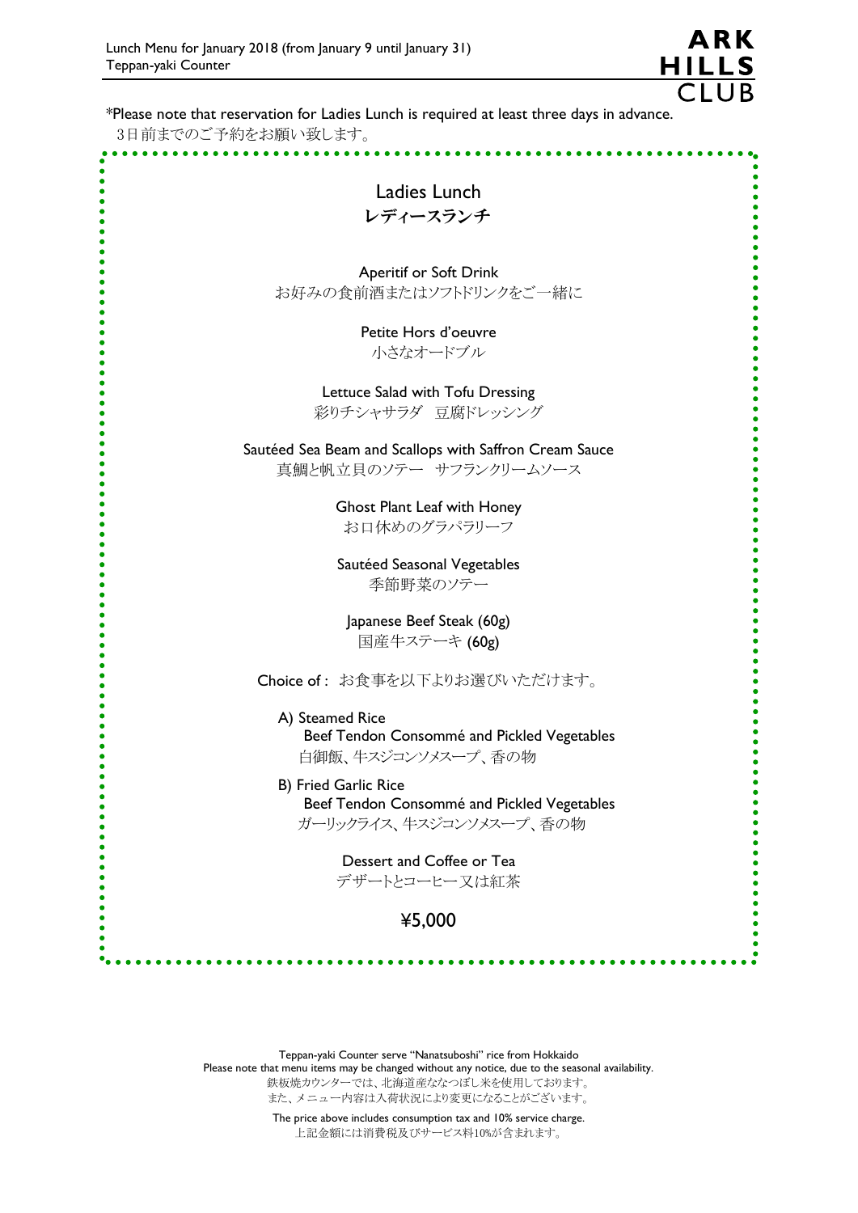Lunch Menu for January 2018 (from January 9 until January 31)
Teppan-yaki Counter

*Please note that reservation for Ladies Lunch is required at least three days in advance.
3日前までのご予約をお願い致します。

## Ladies Lunch
## レディースランチ

Aperitif or Soft Drink
お好みの食前酒またはソフトドリンクをご一緒に

Petite Hors d'oeuvre
小さなオードブル

Lettuce Salad with Tofu Dressing
彩りチシャサラダ　豆腐ドレッシング

Sautéed Sea Beam and Scallops with Saffron Cream Sauce
真鯛と帆立貝のソテー　サフランクリームソース

Ghost Plant Leaf with Honey
お口休めのグラパラリーフ

Sautéed Seasonal Vegetables
季節野菜のソテー

Japanese Beef Steak (60g)
国産牛ステーキ (60g)

Choice of : お食事を以下よりお選びいただけます。

A) Steamed Rice
Beef Tendon Consommé and Pickled Vegetables
白御飯、牛スジコンソメスープ、香の物

B) Fried Garlic Rice
Beef Tendon Consommé and Pickled Vegetables
ガーリックライス、牛スジコンソメスープ、香の物

Dessert and Coffee or Tea
デザートとコーヒー又は紅茶

**¥5,000**

Teppan-yaki Counter serve "Nanatsuboshi" rice from Hokkaido
Please note that menu items may be changed without any notice, due to the seasonal availability.
鉄板焼カウンターでは、北海道産ななつぼし米を使用しております。
また、メニュー内容は入荷状況により変更になることがございます。

The price above includes consumption tax and 10% service charge.
上記金額には消費税及びサービス料10%が含まれます。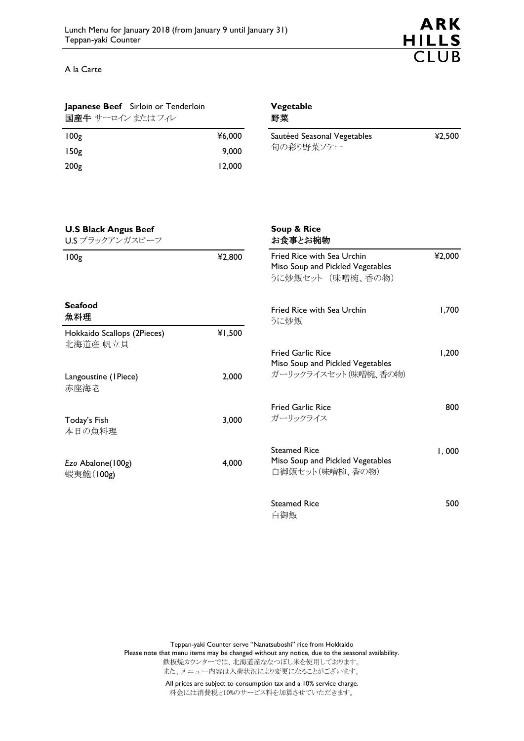Lunch Menu for January 2018 (from January 9 until January 31)
Teppan-yaki Counter

ARK HILLS CLUB

A la Carte

## **Japanese Beef** Sirloin or Tenderloin
**国産牛** サーロイン またはフィレ

| | |
|---|---|
| 100g | ¥6,000 |
| 150g | 9,000 |
| 200g | 12,000 |

## **Vegetable**
**野菜**

| | |
|---|---|
| Sautéed Seasonal Vegetables<br>旬の彩り野菜ソテー | ¥2,500 |

## **U.S Black Angus Beef**
U.S ブラックアンガスビーフ

| | |
|---|---|
| 100g | ¥2,800 |

## **Seafood**
**魚料理**

| | |
|---|---|
| Hokkaido Scallops (2Pieces)<br>北海道産 帆立貝 | ¥1,500 |
| Langoustine (1Piece)<br>赤座海老 | 2,000 |
| Today's Fish<br>本日の魚料理 | 3,000 |
| *Ezo* Abalone(100g)<br>蝦夷鮑(100g) | 4,000 |

## **Soup & Rice**
**お食事とお椀物**

| | |
|---|---|
| Fried Rice with Sea Urchin<br>Miso Soup and Pickled Vegetables<br>うに炒飯セット (味噌椀、香の物) | ¥2,000 |
| Fried Rice with Sea Urchin<br>うに炒飯 | 1,700 |
| Fried Garlic Rice<br>Miso Soup and Pickled Vegetables<br>ガーリックライスセット(味噌椀、香の物) | 1,200 |
| Fried Garlic Rice<br>ガーリックライス | 800 |
| Steamed Rice<br>Miso Soup and Pickled Vegetables<br>白御飯セット(味噌椀、香の物) | 1, 000 |
| Steamed Rice<br>白御飯 | 500 |

Teppan-yaki Counter serve "Nanatsuboshi" rice from Hokkaido
Please note that menu items may be changed without any notice, due to the seasonal availability.
鉄板焼カウンターでは、北海道産ななつぼし米を使用しております。
また、メニュー内容は入荷状況により変更になることがございます。

All prices are subject to consumption tax and a 10% service charge.
料金には消費税と10%のサービス料を加算させていただきます。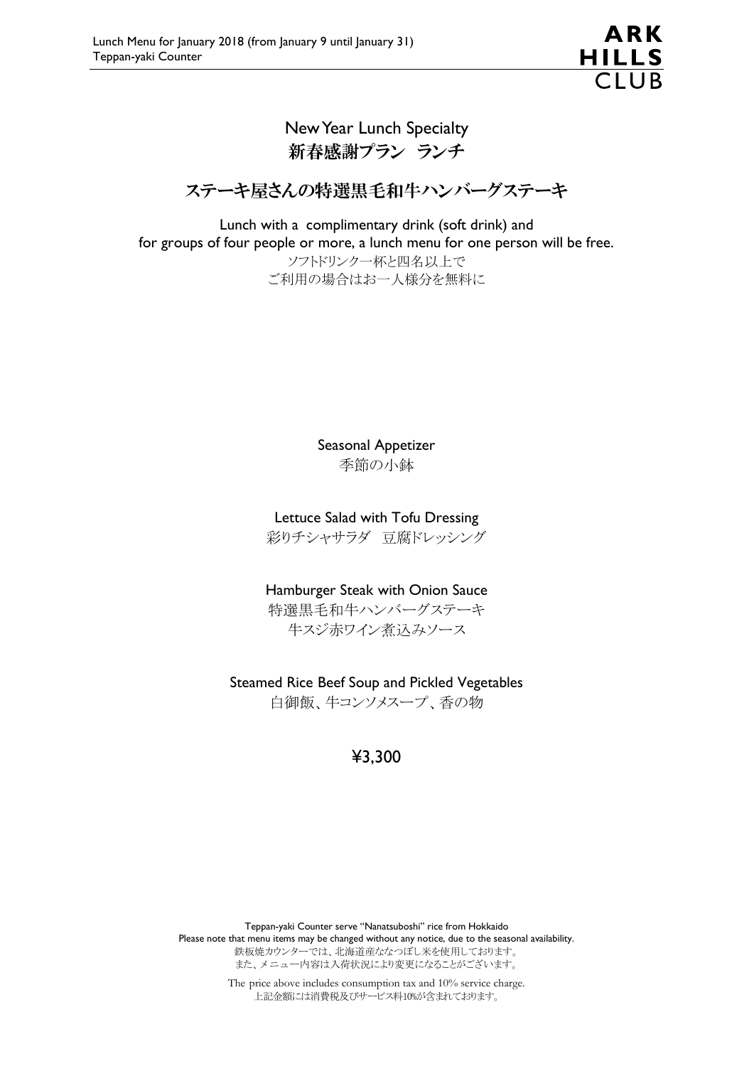Lunch Menu for January 2018 (from January 9 until January 31)
Teppan-yaki Counter

**ARK HILLS CLUB**

# New Year Lunch Specialty
# 新春感謝プラン　ランチ

## ステーキ屋さんの特選黒毛和牛ハンバーグステーキ

Lunch with a complimentary drink (soft drink) and
for groups of four people or more, a lunch menu for one person will be free.
ソフトドリンク一杯と四名以上で
ご利用の場合はお一人様分を無料に

Seasonal Appetizer
季節の小鉢

Lettuce Salad with Tofu Dressing
彩りチシャサラダ　豆腐ドレッシング

Hamburger Steak with Onion Sauce
特選黒毛和牛ハンバーグステーキ
牛スジ赤ワイン煮込みソース

Steamed Rice Beef Soup and Pickled Vegetables
白御飯、牛コンソメスープ、香の物

¥3,300

Teppan-yaki Counter serve "Nanatsuboshi" rice from Hokkaido
Please note that menu items may be changed without any notice, due to the seasonal availability.
鉄板焼カウンターでは、北海道産ななつぼし米を使用しております。
また、メニュー内容は入荷状況により変更になることがございます。

The price above includes consumption tax and 10% service charge.
上記金額には消費税及びサービス料10%が含まれております。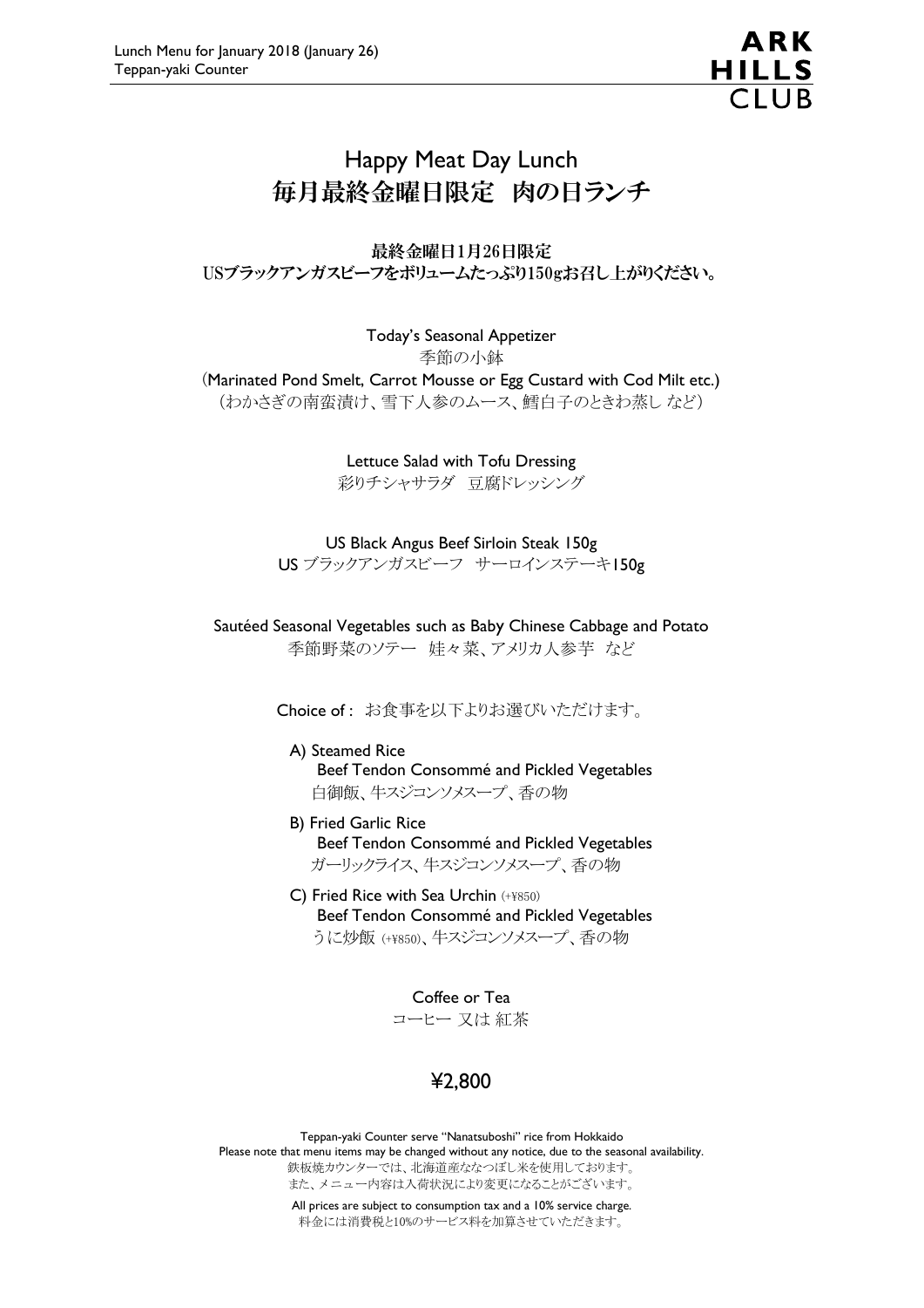# Happy Meat Day Lunch
# 毎月最終金曜日限定　肉の日ランチ

**最終金曜日1月26日限定**
**USブラックアンガスビーフをボリュームたっぷり150gお召し上がりください。**

Today's Seasonal Appetizer
季節の小鉢
(Marinated Pond Smelt, Carrot Mousse or Egg Custard with Cod Milt etc.)
（わかさぎの南蛮漬け、雪下人参のムース、鱈白子のときわ蒸し など）

Lettuce Salad with Tofu Dressing
彩りチシャサラダ　豆腐ドレッシング

US Black Angus Beef Sirloin Steak 150g
US ブラックアンガスビーフ　サーロインステーキ150g

Sautéed Seasonal Vegetables such as Baby Chinese Cabbage and Potato
季節野菜のソテー　娃々菜、アメリカ人参芋　など

Choice of : お食事を以下よりお選びいただけます。

A) Steamed Rice
Beef Tendon Consommé and Pickled Vegetables
白御飯、牛スジコンソメスープ、香の物

B) Fried Garlic Rice
Beef Tendon Consommé and Pickled Vegetables
ガーリックライス、牛スジコンソメスープ、香の物

C) Fried Rice with Sea Urchin (+¥850)
Beef Tendon Consommé and Pickled Vegetables
うに炒飯 (+¥850)、牛スジコンソメスープ、香の物

Coffee or Tea
コーヒー 又は 紅茶

## ¥2,800

Teppan-yaki Counter serve "Nanatsuboshi" rice from Hokkaido
Please note that menu items may be changed without any notice, due to the seasonal availability.
鉄板焼カウンターでは、北海道産ななつぼし米を使用しております。
また、メニュー内容は入荷状況により変更になることがございます。

All prices are subject to consumption tax and a 10% service charge.
料金には消費税と10%のサービス料を加算させていただきます。